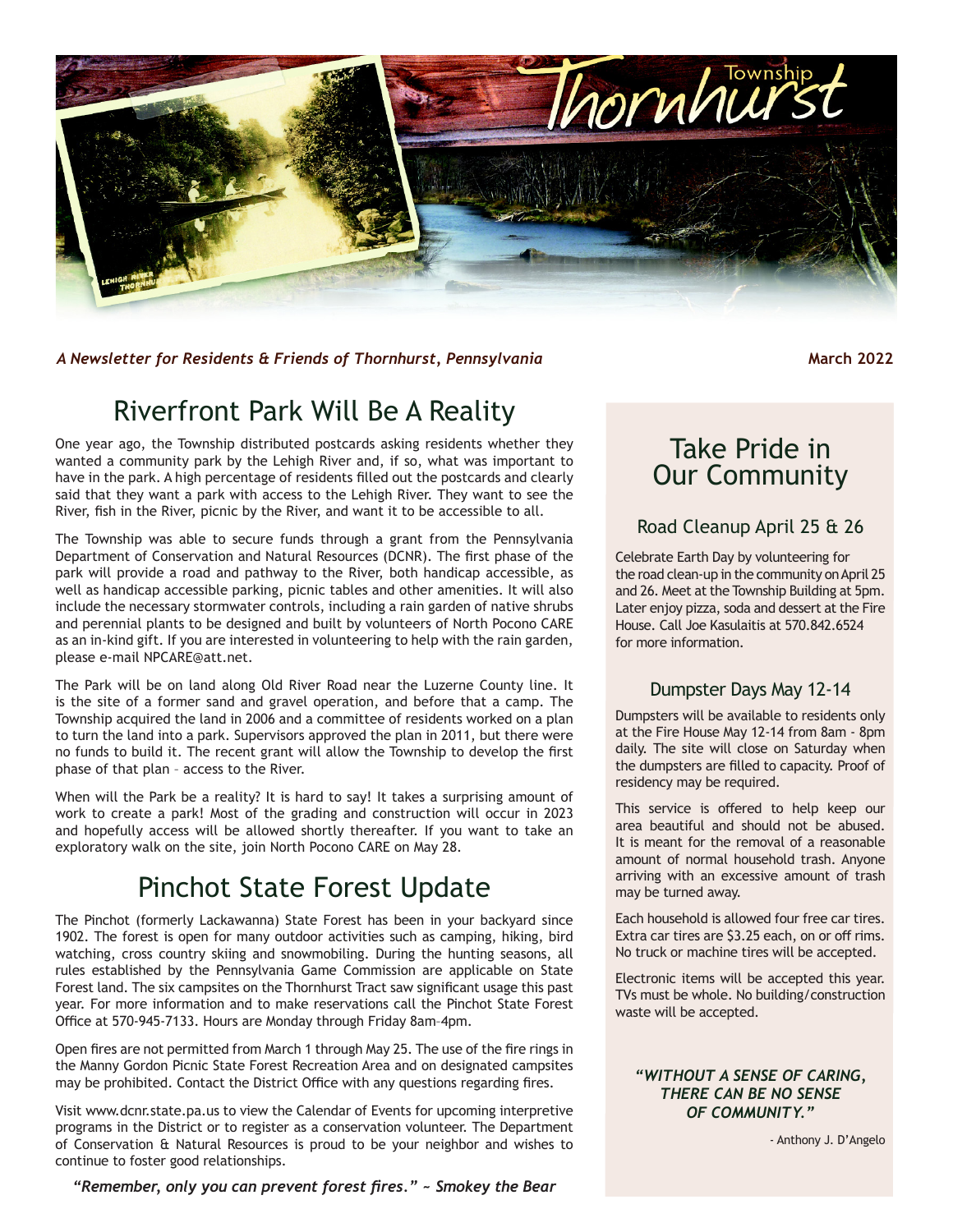# Thornhurst Township

*A Newsletter for Residents & Friends of Thornhurst, Pennsylvania* **March 2022**

## Riverfront Park Will Be A Reality

One year ago, the Township distributed postcards asking residents whether they wanted a community park by the Lehigh River and, if so, what was important to have in the park. A high percentage of residents filled out the postcards and clearly said that they want a park with access to the Lehigh River. They want to see the River, fish in the River, picnic by the River, and want it to be accessible to all.

The Township was able to secure funds through a grant from the Pennsylvania Department of Conservation and Natural Resources (DCNR). The first phase of the park will provide a road and pathway to the River, both handicap accessible, as well as handicap accessible parking, picnic tables and other amenities. It will also include the necessary stormwater controls, including a rain garden of native shrubs and perennial plants to be designed and built by volunteers of North Pocono CARE as an in-kind gift. If you are interested in volunteering to help with the rain garden, please e-mail NPCARE@att.net.

The Park will be on land along Old River Road near the Luzerne County line. It is the site of a former sand and gravel operation, and before that a camp. The Township acquired the land in 2006 and a committee of residents worked on a plan to turn the land into a park. Supervisors approved the plan in 2011, but there were no funds to build it. The recent grant will allow the Township to develop the first phase of that plan – access to the River.

When will the Park be a reality? It is hard to say! It takes a surprising amount of work to create a park! Most of the grading and construction will occur in 2023 and hopefully access will be allowed shortly thereafter. If you want to take an exploratory walk on the site, join North Pocono CARE on May 28.

## Pinchot State Forest Update

The Pinchot (formerly Lackawanna) State Forest has been in your backyard since 1902. The forest is open for many outdoor activities such as camping, hiking, bird watching, cross country skiing and snowmobiling. During the hunting seasons, all rules established by the Pennsylvania Game Commission are applicable on State Forest land. The six campsites on the Thornhurst Tract saw significant usage this past year. For more information and to make reservations call the Pinchot State Forest Office at 570-945-7133. Hours are Monday through Friday 8am–4pm.

Open fires are not permitted from March 1 through May 25. The use of the fire rings in the Manny Gordon Picnic State Forest Recreation Area and on designated campsites may be prohibited. Contact the District Office with any questions regarding fires.

Visit www.dcnr.state.pa.us to view the Calendar of Events for upcoming interpretive programs in the District or to register as a conservation volunteer. The Department of Conservation & Natural Resources is proud to be your neighbor and wishes to continue to foster good relationships.

*"Remember, only you can prevent forest fires." ~ Smokey the Bear*

## Take Pride in Our Community

### Road Cleanup April 25 & 26

Celebrate Earth Day by volunteering for the road clean-up in the community on April 25 and 26. Meet at the Township Building at 5pm. Later enjoy pizza, soda and dessert at the Fire House. Call Joe Kasulaitis at 570.842.6524 for more information.

### Dumpster Days May 12-14

Dumpsters will be available to residents only at the Fire House May 12-14 from 8am - 8pm daily. The site will close on Saturday when the dumpsters are filled to capacity. Proof of residency may be required.

This service is offered to help keep our area beautiful and should not be abused. It is meant for the removal of a reasonable amount of normal household trash. Anyone arriving with an excessive amount of trash may be turned away.

Each household is allowed four free car tires. Extra car tires are $3.25 each, on or off rims. No truck or machine tires will be accepted.

Electronic items will be accepted this year. TVs must be whole. No building/construction waste will be accepted.

*"WITHOUT A SENSE OF CARING, THERE CAN BE NO SENSE OF COMMUNITY."*

- Anthony J. D'Angelo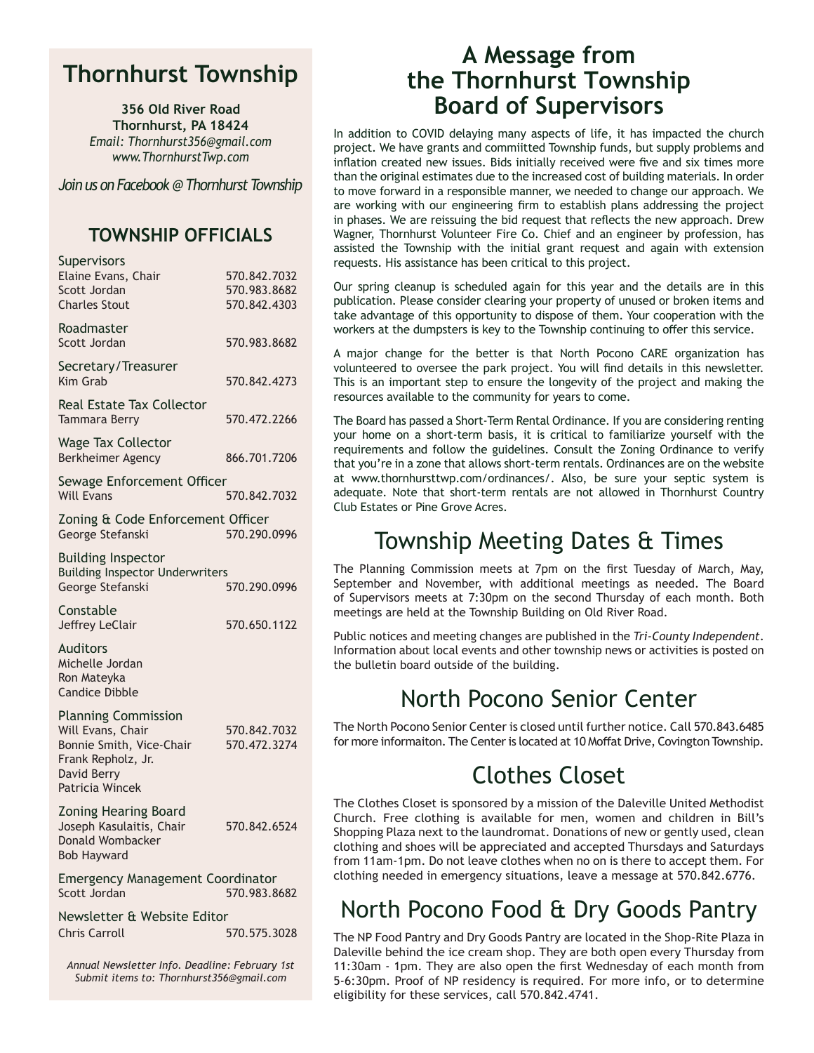# Thornhurst Township

**356 Old River Road**
**Thornhurst, PA 18424**
*Email: Thornhurst356@gmail.com*
*www.ThornhurstTwp.com*

*Join us on Facebook @ Thornhurst Township*

## TOWNSHIP OFFICIALS

**Supervisors**
Elaine Evans, Chair 570.842.7032
Scott Jordan 570.983.8682
Charles Stout 570.842.4303

**Roadmaster**
Scott Jordan 570.983.8682

**Secretary/Treasurer**
Kim Grab 570.842.4273

**Real Estate Tax Collector**
Tammara Berry 570.472.2266

**Wage Tax Collector**
Berkheimer Agency 866.701.7206

**Sewage Enforcement Officer**
Will Evans 570.842.7032

**Zoning & Code Enforcement Officer**
George Stefanski 570.290.0996

**Building Inspector**
Building Inspector Underwriters
George Stefanski 570.290.0996

**Constable**
Jeffrey LeClair 570.650.1122

**Auditors**
Michelle Jordan
Ron Mateyka
Candice Dibble

**Planning Commission**
Will Evans, Chair 570.842.7032
Bonnie Smith, Vice-Chair 570.472.3274
Frank Repholz, Jr.
David Berry
Patricia Wincek

**Zoning Hearing Board**
Joseph Kasulaitis, Chair 570.842.6524
Donald Wombacker
Bob Hayward

**Emergency Management Coordinator**
Scott Jordan 570.983.8682

**Newsletter & Website Editor**
Chris Carroll 570.575.3028

*Annual Newsletter Info. Deadline: February 1st*
*Submit items to: Thornhurst356@gmail.com*

# A Message from the Thornhurst Township Board of Supervisors

In addition to COVID delaying many aspects of life, it has impacted the church project. We have grants and commiitted Township funds, but supply problems and inflation created new issues. Bids initially received were five and six times more than the original estimates due to the increased cost of building materials. In order to move forward in a responsible manner, we needed to change our approach. We are working with our engineering firm to establish plans addressing the project in phases. We are reissuing the bid request that reflects the new approach. Drew Wagner, Thornhurst Volunteer Fire Co. Chief and an engineer by profession, has assisted the Township with the initial grant request and again with extension requests. His assistance has been critical to this project.

Our spring cleanup is scheduled again for this year and the details are in this publication. Please consider clearing your property of unused or broken items and take advantage of this opportunity to dispose of them. Your cooperation with the workers at the dumpsters is key to the Township continuing to offer this service.

A major change for the better is that North Pocono CARE organization has volunteered to oversee the park project. You will find details in this newsletter. This is an important step to ensure the longevity of the project and making the resources available to the community for years to come.

The Board has passed a Short-Term Rental Ordinance. If you are considering renting your home on a short-term basis, it is critical to familiarize yourself with the requirements and follow the guidelines. Consult the Zoning Ordinance to verify that you're in a zone that allows short-term rentals. Ordinances are on the website at www.thornhursttwp.com/ordinances/. Also, be sure your septic system is adequate. Note that short-term rentals are not allowed in Thornhurst Country Club Estates or Pine Grove Acres.

# Township Meeting Dates & Times

The Planning Commission meets at 7pm on the first Tuesday of March, May, September and November, with additional meetings as needed. The Board of Supervisors meets at 7:30pm on the second Thursday of each month. Both meetings are held at the Township Building on Old River Road.

Public notices and meeting changes are published in the *Tri-County Independent*. Information about local events and other township news or activities is posted on the bulletin board outside of the building.

# North Pocono Senior Center

The North Pocono Senior Center is closed until further notice. Call 570.843.6485 for more informaiton. The Center is located at 10 Moffat Drive, Covington Township.

# Clothes Closet

The Clothes Closet is sponsored by a mission of the Daleville United Methodist Church. Free clothing is available for men, women and children in Bill's Shopping Plaza next to the laundromat. Donations of new or gently used, clean clothing and shoes will be appreciated and accepted Thursdays and Saturdays from 11am-1pm. Do not leave clothes when no on is there to accept them. For clothing needed in emergency situations, leave a message at 570.842.6776.

# North Pocono Food & Dry Goods Pantry

The NP Food Pantry and Dry Goods Pantry are located in the Shop-Rite Plaza in Daleville behind the ice cream shop. They are both open every Thursday from 11:30am - 1pm. They are also open the first Wednesday of each month from 5-6:30pm. Proof of NP residency is required. For more info, or to determine eligibility for these services, call 570.842.4741.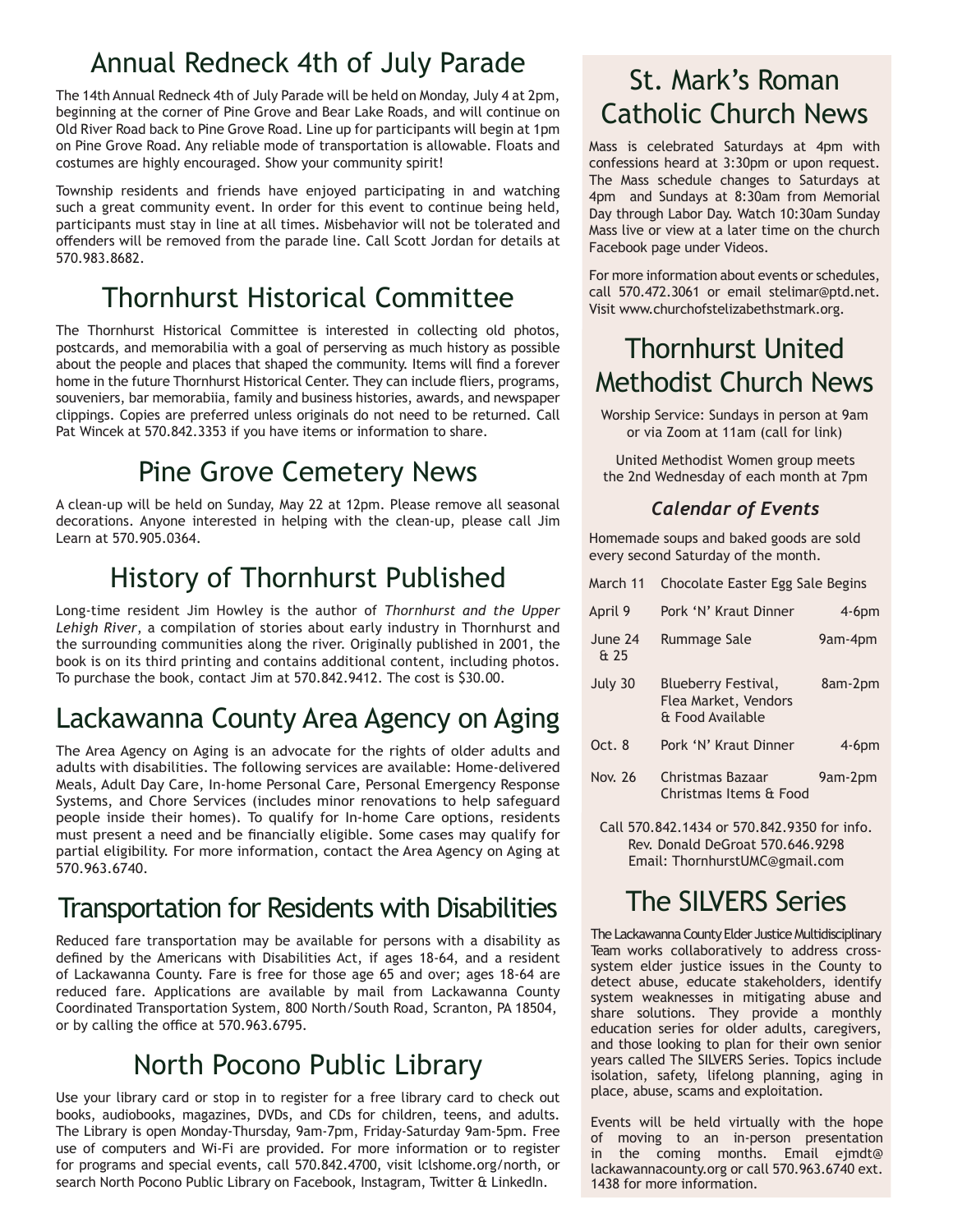## Annual Redneck 4th of July Parade

The 14th Annual Redneck 4th of July Parade will be held on Monday, July 4 at 2pm, beginning at the corner of Pine Grove and Bear Lake Roads, and will continue on Old River Road back to Pine Grove Road. Line up for participants will begin at 1pm on Pine Grove Road. Any reliable mode of transportation is allowable. Floats and costumes are highly encouraged. Show your community spirit!

Township residents and friends have enjoyed participating in and watching such a great community event. In order for this event to continue being held, participants must stay in line at all times. Misbehavior will not be tolerated and offenders will be removed from the parade line. Call Scott Jordan for details at 570.983.8682.

## Thornhurst Historical Committee

The Thornhurst Historical Committee is interested in collecting old photos, postcards, and memorabilia with a goal of perserving as much history as possible about the people and places that shaped the community. Items will find a forever home in the future Thornhurst Historical Center. They can include fliers, programs, souveniers, bar memorabiia, family and business histories, awards, and newspaper clippings. Copies are preferred unless originals do not need to be returned. Call Pat Wincek at 570.842.3353 if you have items or information to share.

## Pine Grove Cemetery News

A clean-up will be held on Sunday, May 22 at 12pm. Please remove all seasonal decorations. Anyone interested in helping with the clean-up, please call Jim Learn at 570.905.0364.

## History of Thornhurst Published

Long-time resident Jim Howley is the author of *Thornhurst and the Upper Lehigh River*, a compilation of stories about early industry in Thornhurst and the surrounding communities along the river. Originally published in 2001, the book is on its third printing and contains additional content, including photos. To purchase the book, contact Jim at 570.842.9412. The cost is $30.00.

## Lackawanna County Area Agency on Aging

The Area Agency on Aging is an advocate for the rights of older adults and adults with disabilities. The following services are available: Home-delivered Meals, Adult Day Care, In-home Personal Care, Personal Emergency Response Systems, and Chore Services (includes minor renovations to help safeguard people inside their homes). To qualify for In-home Care options, residents must present a need and be financially eligible. Some cases may qualify for partial eligibility. For more information, contact the Area Agency on Aging at 570.963.6740.

## Transportation for Residents with Disabilities

Reduced fare transportation may be available for persons with a disability as defined by the Americans with Disabilities Act, if ages 18-64, and a resident of Lackawanna County. Fare is free for those age 65 and over; ages 18-64 are reduced fare. Applications are available by mail from Lackawanna County Coordinated Transportation System, 800 North/South Road, Scranton, PA 18504, or by calling the office at 570.963.6795.

## North Pocono Public Library

Use your library card or stop in to register for a free library card to check out books, audiobooks, magazines, DVDs, and CDs for children, teens, and adults. The Library is open Monday-Thursday, 9am-7pm, Friday-Saturday 9am-5pm. Free use of computers and Wi-Fi are provided. For more information or to register for programs and special events, call 570.842.4700, visit lclshome.org/north, or search North Pocono Public Library on Facebook, Instagram, Twitter & LinkedIn.

## St. Mark's Roman Catholic Church News

Mass is celebrated Saturdays at 4pm with confessions heard at 3:30pm or upon request. The Mass schedule changes to Saturdays at 4pm and Sundays at 8:30am from Memorial Day through Labor Day. Watch 10:30am Sunday Mass live or view at a later time on the church Facebook page under Videos.

For more information about events or schedules, call 570.472.3061 or email stelimar@ptd.net. Visit www.churchofstelizabethstmark.org.

## Thornhurst United Methodist Church News

Worship Service: Sundays in person at 9am or via Zoom at 11am (call for link)

United Methodist Women group meets the 2nd Wednesday of each month at 7pm

### *Calendar of Events*

Homemade soups and baked goods are sold every second Saturday of the month.

| Date | Event | Time |
|---|---|---|
| March 11 | Chocolate Easter Egg Sale Begins | |
| April 9 | Pork 'N' Kraut Dinner | 4-6pm |
| June 24 & 25 | Rummage Sale | 9am-4pm |
| July 30 | Blueberry Festival, Flea Market, Vendors & Food Available | 8am-2pm |
| Oct. 8 | Pork 'N' Kraut Dinner | 4-6pm |
| Nov. 26 | Christmas Bazaar Christmas Items & Food | 9am-2pm |

Call 570.842.1434 or 570.842.9350 for info.
Rev. Donald DeGroat 570.646.9298
Email: ThornhurstUMC@gmail.com

## The SILVERS Series

The Lackawanna County Elder Justice Multidisciplinary Team works collaboratively to address cross-system elder justice issues in the County to detect abuse, educate stakeholders, identify system weaknesses in mitigating abuse and share solutions. They provide a monthly education series for older adults, caregivers, and those looking to plan for their own senior years called The SILVERS Series. Topics include isolation, safety, lifelong planning, aging in place, abuse, scams and exploitation.

Events will be held virtually with the hope of moving to an in-person presentation in the coming months. Email ejmdt@lackawannacounty.org or call 570.963.6740 ext. 1438 for more information.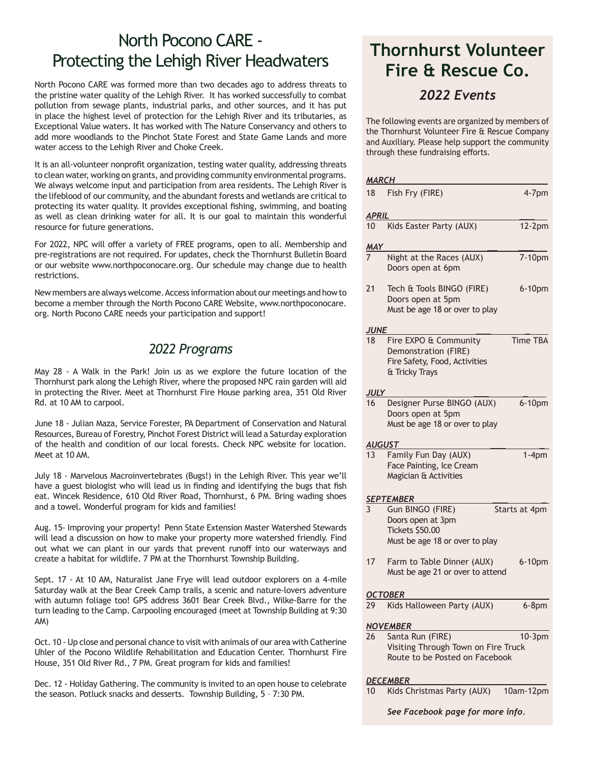# North Pocono CARE - Protecting the Lehigh River Headwaters

North Pocono CARE was formed more than two decades ago to address threats to the pristine water quality of the Lehigh River. It has worked successfully to combat pollution from sewage plants, industrial parks, and other sources, and it has put in place the highest level of protection for the Lehigh River and its tributaries, as Exceptional Value waters. It has worked with The Nature Conservancy and others to add more woodlands to the Pinchot State Forest and State Game Lands and more water access to the Lehigh River and Choke Creek.

It is an all-volunteer nonprofit organization, testing water quality, addressing threats to clean water, working on grants, and providing community environmental programs. We always welcome input and participation from area residents. The Lehigh River is the lifeblood of our community, and the abundant forests and wetlands are critical to protecting its water quality. It provides exceptional fishing, swimming, and boating as well as clean drinking water for all. It is our goal to maintain this wonderful resource for future generations.

For 2022, NPC will offer a variety of FREE programs, open to all. Membership and pre-registrations are not required. For updates, check the Thornhurst Bulletin Board or our website www.northpoconocare.org. Our schedule may change due to health restrictions.

New members are always welcome. Access information about our meetings and how to become a member through the North Pocono CARE Website, www.northpoconocare.org. North Pocono CARE needs your participation and support!

## *2022 Programs*

May 28 - A Walk in the Park! Join us as we explore the future location of the Thornhurst park along the Lehigh River, where the proposed NPC rain garden will aid in protecting the River. Meet at Thornhurst Fire House parking area, 351 Old River Rd. at 10 AM to carpool.

June 18 - Julian Maza, Service Forester, PA Department of Conservation and Natural Resources, Bureau of Forestry, Pinchot Forest District will lead a Saturday exploration of the health and condition of our local forests. Check NPC website for location. Meet at 10 AM.

July 18 - Marvelous Macroinvertebrates (Bugs!) in the Lehigh River. This year we'll have a guest biologist who will lead us in finding and identifying the bugs that fish eat. Wincek Residence, 610 Old River Road, Thornhurst, 6 PM. Bring wading shoes and a towel. Wonderful program for kids and families!

Aug. 15- Improving your property! Penn State Extension Master Watershed Stewards will lead a discussion on how to make your property more watershed friendly. Find out what we can plant in our yards that prevent runoff into our waterways and create a habitat for wildlife. 7 PM at the Thornhurst Township Building.

Sept. 17 - At 10 AM, Naturalist Jane Frye will lead outdoor explorers on a 4-mile Saturday walk at the Bear Creek Camp trails, a scenic and nature-lovers adventure with autumn foliage too! GPS address 3601 Bear Creek Blvd., Wilke-Barre for the turn leading to the Camp. Carpooling encouraged (meet at Township Building at 9:30 AM)

Oct. 10 - Up close and personal chance to visit with animals of our area with Catherine Uhler of the Pocono Wildlife Rehabilitation and Education Center. Thornhurst Fire House, 351 Old River Rd., 7 PM. Great program for kids and families!

Dec. 12 - Holiday Gathering. The community is invited to an open house to celebrate the season. Potluck snacks and desserts. Township Building, 5 – 7:30 PM.

# Thornhurst Volunteer Fire & Rescue Co.

## *2022 Events*

The following events are organized by members of the Thornhurst Volunteer Fire & Rescue Company and Auxiliary. Please help support the community through these fundraising efforts.

***MARCH***

18 Fish Fry (FIRE) — 4-7pm

***APRIL***

10 Kids Easter Party (AUX) — 12-2pm

***MAY***

7 Night at the Races (AUX) — 7-10pm
Doors open at 6pm

21 Tech & Tools BINGO (FIRE) — 6-10pm
Doors open at 5pm
Must be age 18 or over to play

***JUNE***

18 Fire EXPO & Community Demonstration (FIRE) — Time TBA
Fire Safety, Food, Activities & Tricky Trays

***JULY***

16 Designer Purse BINGO (AUX) — 6-10pm
Doors open at 5pm
Must be age 18 or over to play

***AUGUST***

13 Family Fun Day (AUX) — 1-4pm
Face Painting, Ice Cream
Magician & Activities

***SEPTEMBER***

3 Gun BINGO (FIRE) — Starts at 4pm
Doors open at 3pm
Tickets $50.00
Must be age 18 or over to play

17 Farm to Table Dinner (AUX) — 6-10pm
Must be age 21 or over to attend

***OCTOBER***

29 Kids Halloween Party (AUX) — 6-8pm

***NOVEMBER***

26 Santa Run (FIRE) — 10-3pm
Visiting Through Town on Fire Truck
Route to be Posted on Facebook

***DECEMBER***

10 Kids Christmas Party (AUX) — 10am-12pm

***See Facebook page for more info.***